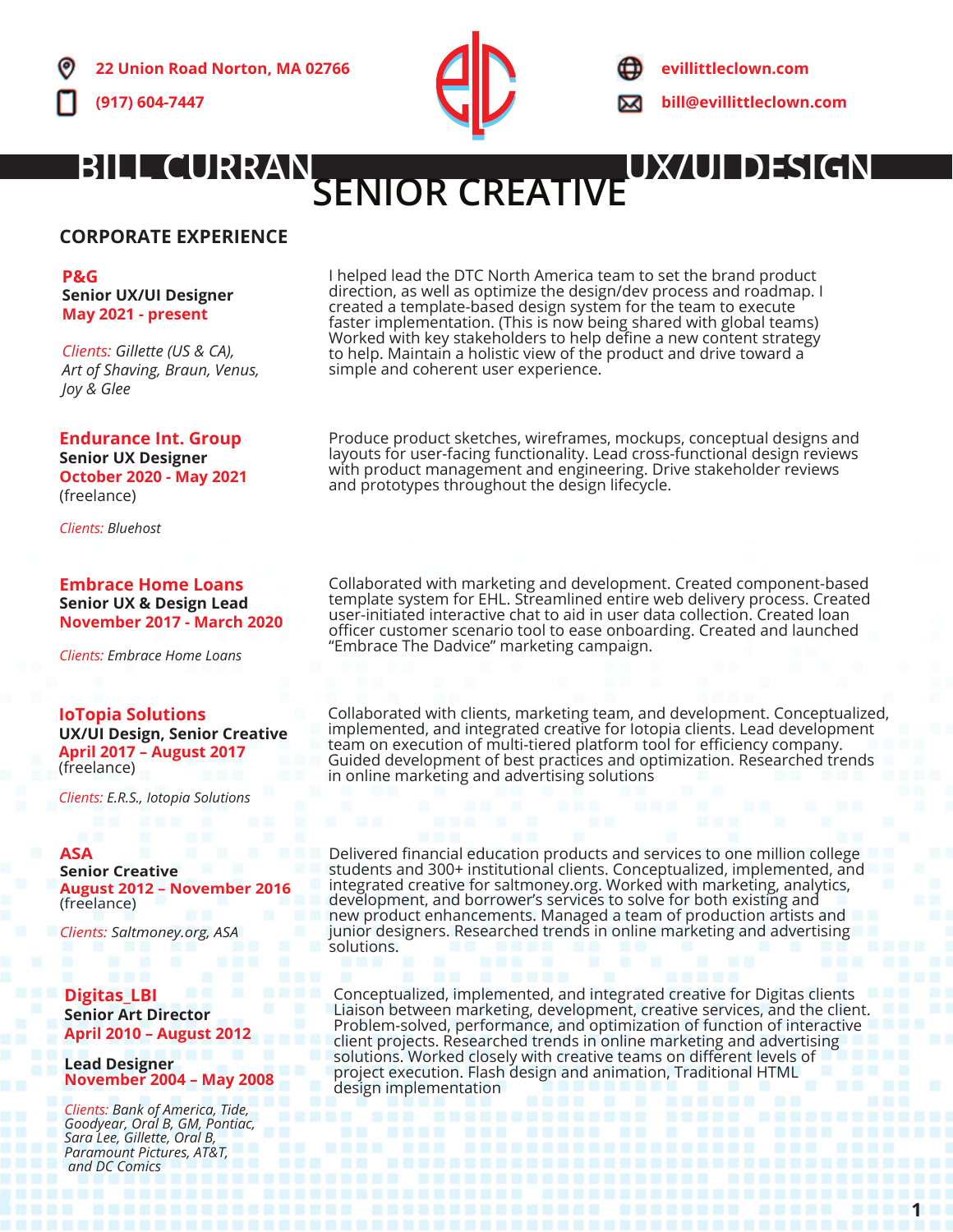22 Union Road Norton, MA 02766

(917) 604-7447

evillittleclown.com

bill@evillittleclown.com

# BILL CURRAN — SENIOR CREATIVE — UX/UI DESIGN

## CORPORATE EXPERIENCE

**P&G**
**Senior UX/UI Designer**
**May 2021 - present**

*Clients: Gillette (US & CA), Art of Shaving, Braun, Venus, Joy & Glee*

I helped lead the DTC North America team to set the brand product direction, as well as optimize the design/dev process and roadmap. I created a template-based design system for the team to execute faster implementation. (This is now being shared with global teams) Worked with key stakeholders to help define a new content strategy to help. Maintain a holistic view of the product and drive toward a simple and coherent user experience.

**Endurance Int. Group**
**Senior UX Designer**
**October 2020 - May 2021**
(freelance)

*Clients: Bluehost*

Produce product sketches, wireframes, mockups, conceptual designs and layouts for user-facing functionality. Lead cross-functional design reviews with product management and engineering. Drive stakeholder reviews and prototypes throughout the design lifecycle.

**Embrace Home Loans**
**Senior UX & Design Lead**
**November 2017 - March 2020**

*Clients: Embrace Home Loans*

Collaborated with marketing and development. Created component-based template system for EHL. Streamlined entire web delivery process. Created user-initiated interactive chat to aid in user data collection. Created loan officer customer scenario tool to ease onboarding. Created and launched "Embrace The Dadvice" marketing campaign.

**IoTopia Solutions**
**UX/UI Design, Senior Creative**
**April 2017 – August 2017**
(freelance)

*Clients: E.R.S., Iotopia Solutions*

Collaborated with clients, marketing team, and development. Conceptualized, implemented, and integrated creative for Iotopia clients. Lead development team on execution of multi-tiered platform tool for efficiency company. Guided development of best practices and optimization. Researched trends in online marketing and advertising solutions

**ASA**
**Senior Creative**
**August 2012 – November 2016**
(freelance)

*Clients: Saltmoney.org, ASA*

Delivered financial education products and services to one million college students and 300+ institutional clients. Conceptualized, implemented, and integrated creative for saltmoney.org. Worked with marketing, analytics, development, and borrower's services to solve for both existing and new product enhancements. Managed a team of production artists and junior designers. Researched trends in online marketing and advertising solutions.

**Digitas_LBI**
**Senior Art Director**
**April 2010 – August 2012**

**Lead Designer**
**November 2004 – May 2008**

*Clients: Bank of America, Tide, Goodyear, Oral B, GM, Pontiac, Sara Lee, Gillette, Oral B, Paramount Pictures, AT&T, and DC Comics*

Conceptualized, implemented, and integrated creative for Digitas clients Liaison between marketing, development, creative services, and the client. Problem-solved, performance, and optimization of function of interactive client projects. Researched trends in online marketing and advertising solutions. Worked closely with creative teams on different levels of project execution. Flash design and animation, Traditional HTML design implementation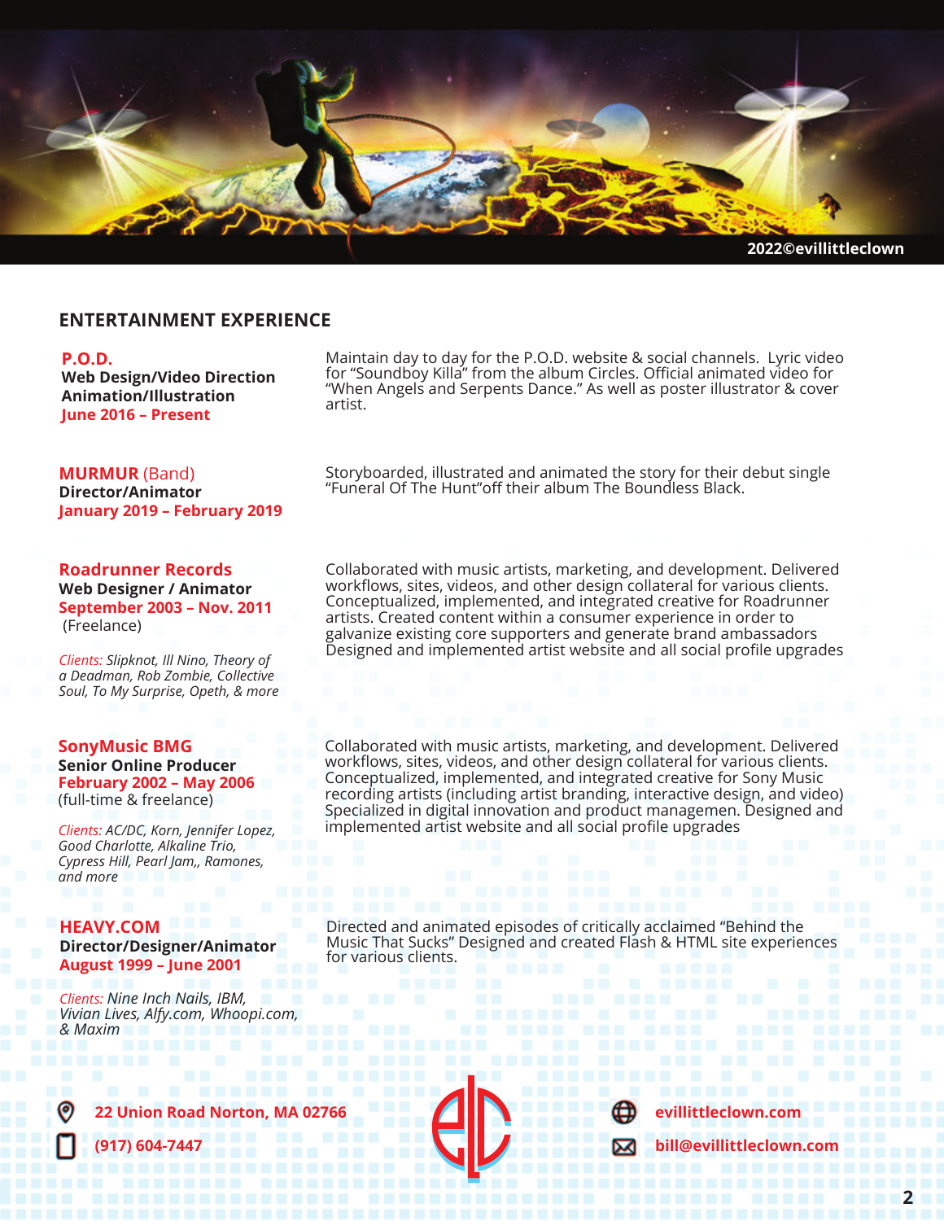2022©evillittleclown

## ENTERTAINMENT EXPERIENCE

### P.O.D.
**Web Design/Video Direction**
**Animation/Illustration**
**June 2016 – Present**

Maintain day to day for the P.O.D. website & social channels. Lyric video for "Soundboy Killa" from the album Circles. Official animated video for "When Angels and Serpents Dance." As well as poster illustrator & cover artist.

### MURMUR (Band)
**Director/Animator**
**January 2019 – February 2019**

Storyboarded, illustrated and animated the story for their debut single "Funeral Of The Hunt"off their album The Boundless Black.

### Roadrunner Records
**Web Designer / Animator**
**September 2003 – Nov. 2011**
(Freelance)

*Clients: Slipknot, Ill Nino, Theory of a Deadman, Rob Zombie, Collective Soul, To My Surprise, Opeth, & more*

Collaborated with music artists, marketing, and development. Delivered workflows, sites, videos, and other design collateral for various clients. Conceptualized, implemented, and integrated creative for Roadrunner artists. Created content within a consumer experience in order to galvanize existing core supporters and generate brand ambassadors Designed and implemented artist website and all social profile upgrades

### SonyMusic BMG
**Senior Online Producer**
**February 2002 – May 2006**
(full-time & freelance)

*Clients: AC/DC, Korn, Jennifer Lopez, Good Charlotte, Alkaline Trio, Cypress Hill, Pearl Jam,, Ramones, and more*

Collaborated with music artists, marketing, and development. Delivered workflows, sites, videos, and other design collateral for various clients. Conceptualized, implemented, and integrated creative for Sony Music recording artists (including artist branding, interactive design, and video) Specialized in digital innovation and product managemen. Designed and implemented artist website and all social profile upgrades

### HEAVY.COM
**Director/Designer/Animator**
**August 1999 – June 2001**

*Clients: Nine Inch Nails, IBM, Vivian Lives, Alfy.com, Whoopi.com, & Maxim*

Directed and animated episodes of critically acclaimed "Behind the Music That Sucks" Designed and created Flash & HTML site experiences for various clients.

22 Union Road Norton, MA 02766
(917) 604-7447
evillittleclown.com
bill@evillittleclown.com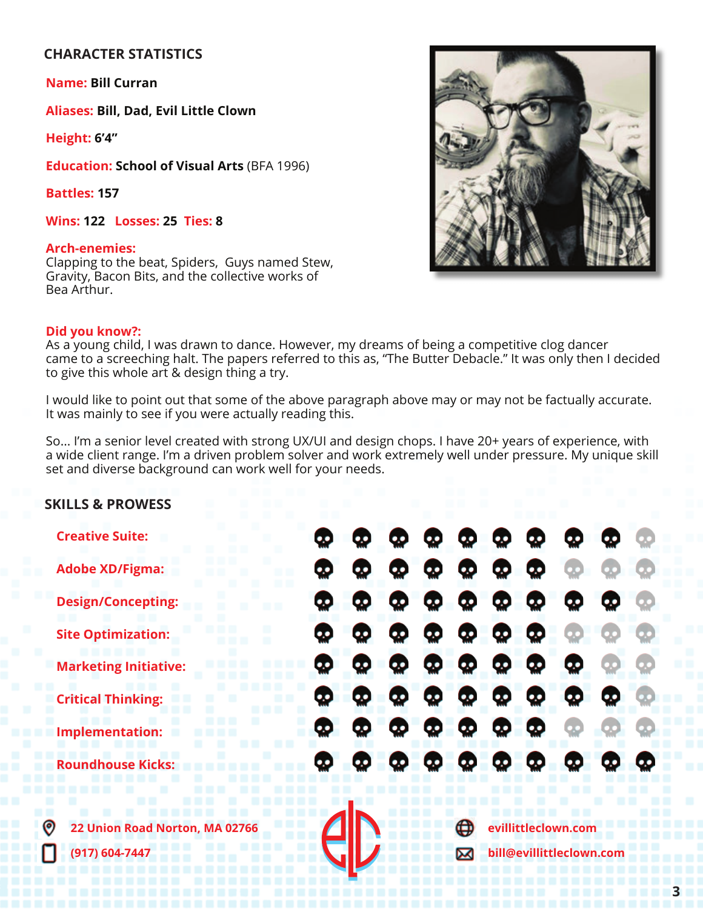## CHARACTER STATISTICS

**Name:** Bill Curran

**Aliases:** Bill, Dad, Evil Little Clown

**Height:** 6'4"

**Education:** School of Visual Arts (BFA 1996)

**Battles:** 157

**Wins:** 122 **Losses:** 25 **Ties:** 8

**Arch-enemies:**
Clapping to the beat, Spiders, Guys named Stew, Gravity, Bacon Bits, and the collective works of Bea Arthur.

**Did you know?:**
As a young child, I was drawn to dance. However, my dreams of being a competitive clog dancer came to a screeching halt. The papers referred to this as, "The Butter Debacle." It was only then I decided to give this whole art & design thing a try.

I would like to point out that some of the above paragraph above may or may not be factually accurate. It was mainly to see if you were actually reading this.

So... I'm a senior level created with strong UX/UI and design chops. I have 20+ years of experience, with a wide client range. I'm a driven problem solver and work extremely well under pressure. My unique skill set and diverse background can work well for your needs.

## SKILLS & PROWESS

**Creative Suite:**

**Adobe XD/Figma:**

**Design/Concepting:**

**Site Optimization:**

**Marketing Initiative:**

**Critical Thinking:**

**Implementation:**

**Roundhouse Kicks:**

22 Union Road Norton, MA 02766

(917) 604-7447

evillittleclown.com

bill@evillittleclown.com